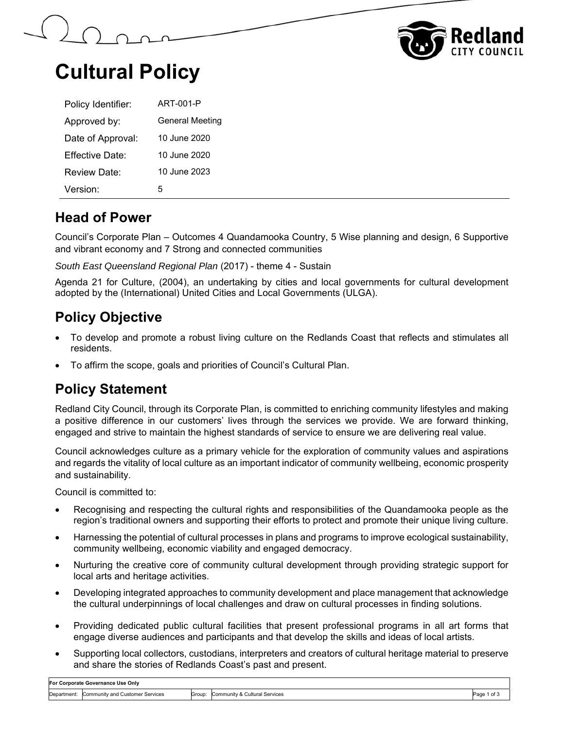# Cultural Policy

| | |
|---|---|
| Policy Identifier: | ART-001-P |
| Approved by: | General Meeting |
| Date of Approval: | 10 June 2020 |
| Effective Date: | 10 June 2020 |
| Review Date: | 10 June 2023 |
| Version: | 5 |

## Head of Power

Council's Corporate Plan – Outcomes 4 Quandamooka Country, 5 Wise planning and design, 6 Supportive and vibrant economy and 7 Strong and connected communities

*South East Queensland Regional Plan* (2017) - theme 4 - Sustain

Agenda 21 for Culture, (2004), an undertaking by cities and local governments for cultural development adopted by the (International) United Cities and Local Governments (ULGA).

## Policy Objective

- To develop and promote a robust living culture on the Redlands Coast that reflects and stimulates all residents.
- To affirm the scope, goals and priorities of Council's Cultural Plan.

## Policy Statement

Redland City Council, through its Corporate Plan, is committed to enriching community lifestyles and making a positive difference in our customers' lives through the services we provide. We are forward thinking, engaged and strive to maintain the highest standards of service to ensure we are delivering real value.

Council acknowledges culture as a primary vehicle for the exploration of community values and aspirations and regards the vitality of local culture as an important indicator of community wellbeing, economic prosperity and sustainability.

Council is committed to:

- Recognising and respecting the cultural rights and responsibilities of the Quandamooka people as the region's traditional owners and supporting their efforts to protect and promote their unique living culture.
- Harnessing the potential of cultural processes in plans and programs to improve ecological sustainability, community wellbeing, economic viability and engaged democracy.
- Nurturing the creative core of community cultural development through providing strategic support for local arts and heritage activities.
- Developing integrated approaches to community development and place management that acknowledge the cultural underpinnings of local challenges and draw on cultural processes in finding solutions.
- Providing dedicated public cultural facilities that present professional programs in all art forms that engage diverse audiences and participants and that develop the skills and ideas of local artists.
- Supporting local collectors, custodians, interpreters and creators of cultural heritage material to preserve and share the stories of Redlands Coast's past and present.

| For Corporate Governance Use Only | | | |
|---|---|---|---|
| Department: Community and Customer Services | Group: Community & Cultural Services | | |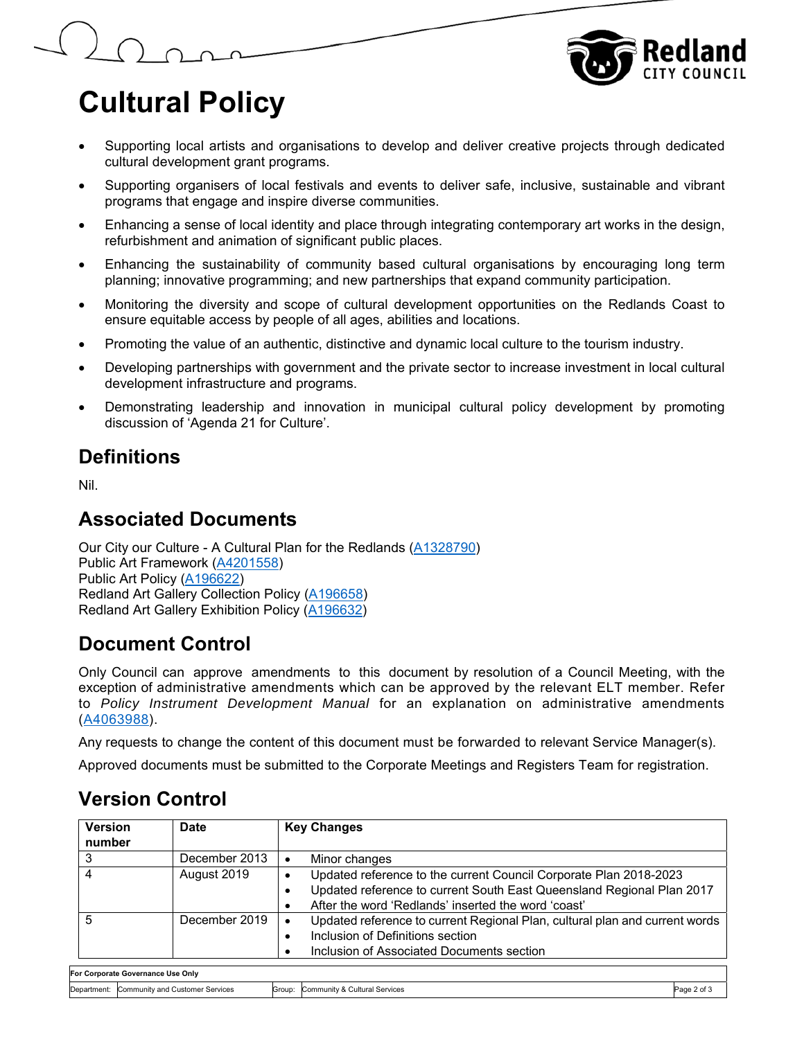- Supporting local artists and organisations to develop and deliver creative projects through dedicated cultural development grant programs.
- Supporting organisers of local festivals and events to deliver safe, inclusive, sustainable and vibrant programs that engage and inspire diverse communities.
- Enhancing a sense of local identity and place through integrating contemporary art works in the design, refurbishment and animation of significant public places.
- Enhancing the sustainability of community based cultural organisations by encouraging long term planning; innovative programming; and new partnerships that expand community participation.
- Monitoring the diversity and scope of cultural development opportunities on the Redlands Coast to ensure equitable access by people of all ages, abilities and locations.
- Promoting the value of an authentic, distinctive and dynamic local culture to the tourism industry.
- Developing partnerships with government and the private sector to increase investment in local cultural development infrastructure and programs.
- Demonstrating leadership and innovation in municipal cultural policy development by promoting discussion of 'Agenda 21 for Culture'.

## Definitions

Nil.

## Associated Documents

Our City our Culture - A Cultural Plan for the Redlands (A1328790)
Public Art Framework (A4201558)
Public Art Policy (A196622)
Redland Art Gallery Collection Policy (A196658)
Redland Art Gallery Exhibition Policy (A196632)

## Document Control

Only Council can approve amendments to this document by resolution of a Council Meeting, with the exception of administrative amendments which can be approved by the relevant ELT member. Refer to *Policy Instrument Development Manual* for an explanation on administrative amendments (A4063988).

Any requests to change the content of this document must be forwarded to relevant Service Manager(s).

Approved documents must be submitted to the Corporate Meetings and Registers Team for registration.

## Version Control

| Version number | Date | Key Changes |
|---|---|---|
| 3 | December 2013 | • Minor changes |
| 4 | August 2019 | • Updated reference to the current Council Corporate Plan 2018-2023<br>• Updated reference to current South East Queensland Regional Plan 2017<br>• After the word 'Redlands' inserted the word 'coast' |
| 5 | December 2019 | • Updated reference to current Regional Plan, cultural plan and current words<br>• Inclusion of Definitions section<br>• Inclusion of Associated Documents section |

| For Corporate Governance Use Only | | | |
|---|---|---|---|
| Department: Community and Customer Services | Group: Community & Cultural Services | | |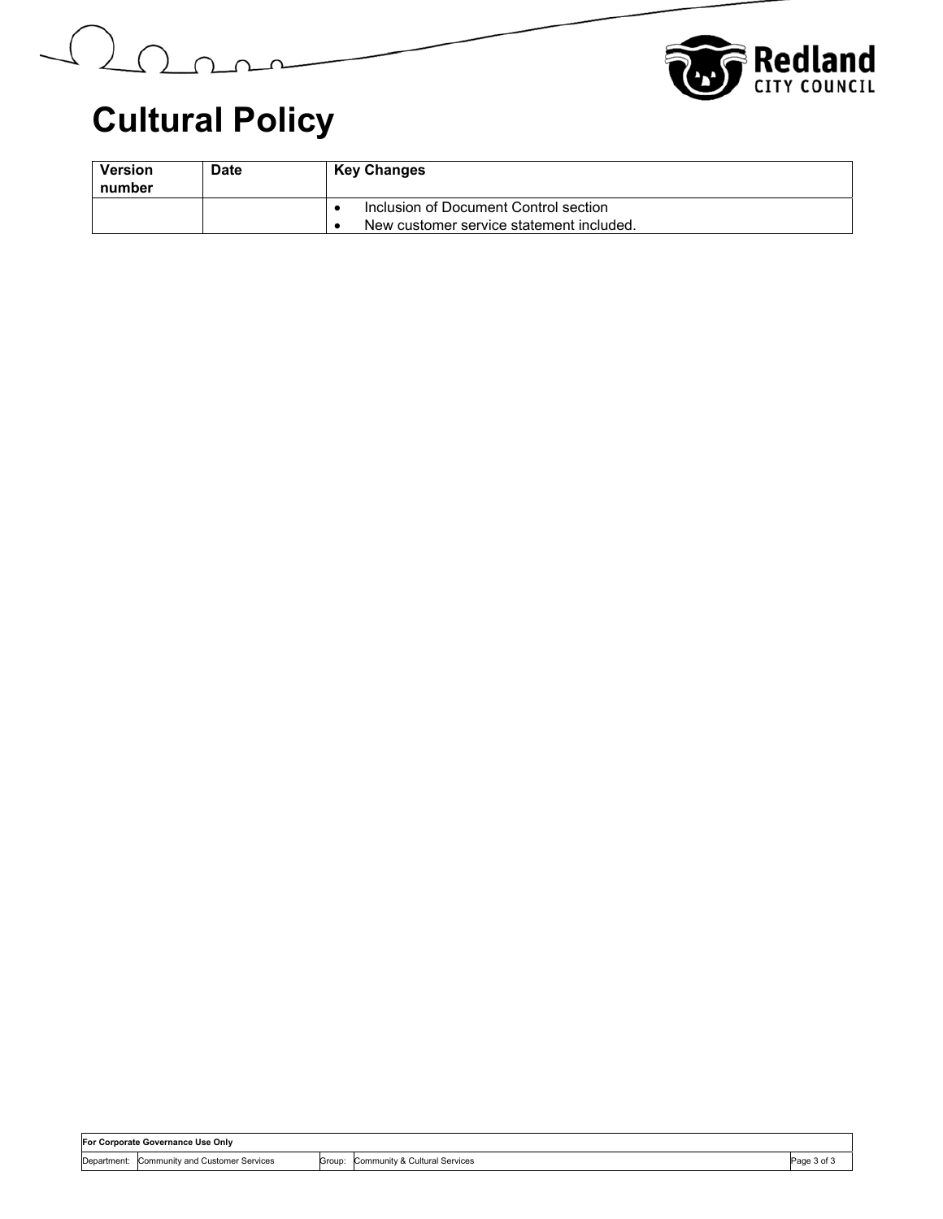# Cultural Policy

| Version number | Date | Key Changes |
|---|---|---|
| | | • Inclusion of Document Control section<br>• New customer service statement included. |

| For Corporate Governance Use Only | | | | |
|---|---|---|---|---|
| Department: | Community and Customer Services | Group: | Community & Cultural Services | |